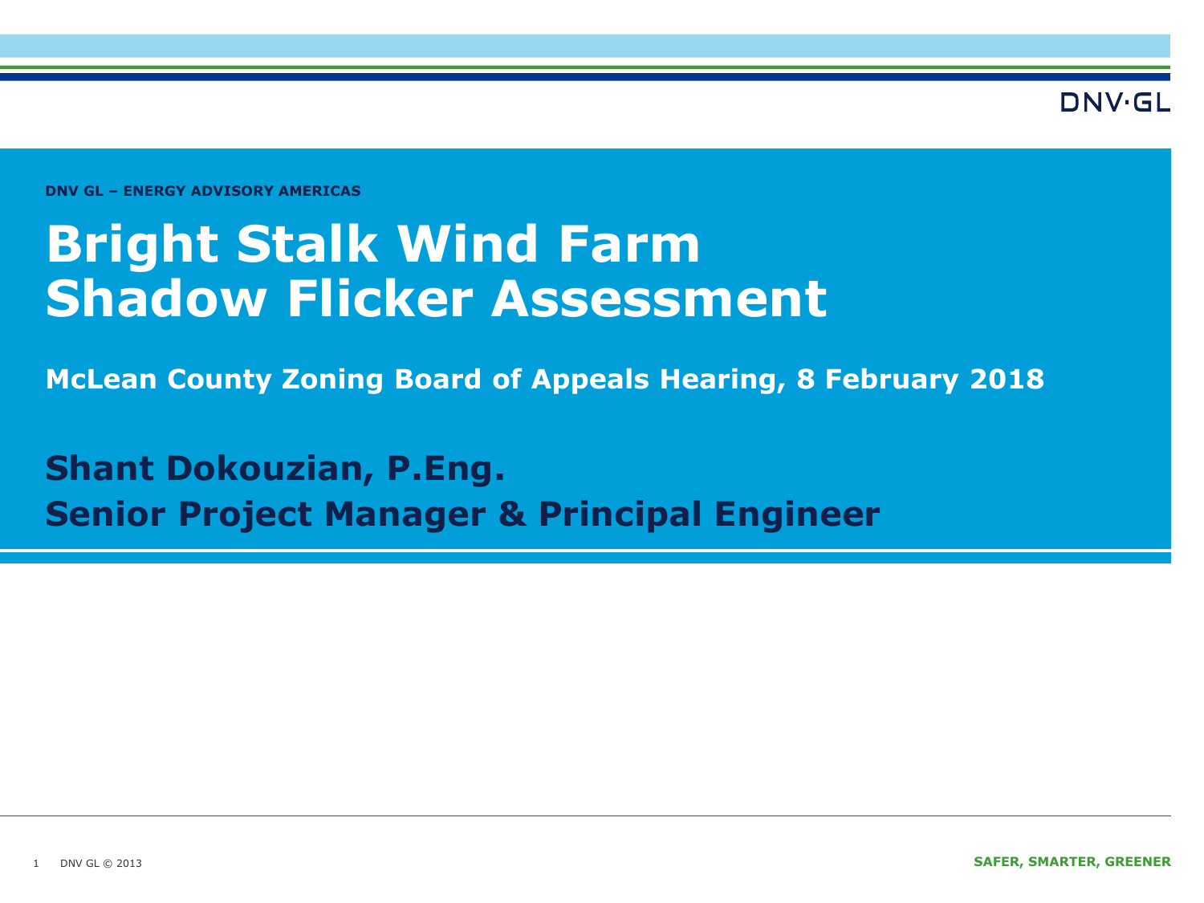DNV·GL

**DNV GL – ENERGY ADVISORY AMERICAS**

# Bright Stalk Wind Farm Shadow Flicker Assessment

**McLean County Zoning Board of Appeals Hearing, 8 February 2018**

**Shant Dokouzian, P.Eng.**
**Senior Project Manager & Principal Engineer**

**SAFER, SMARTER, GREENER**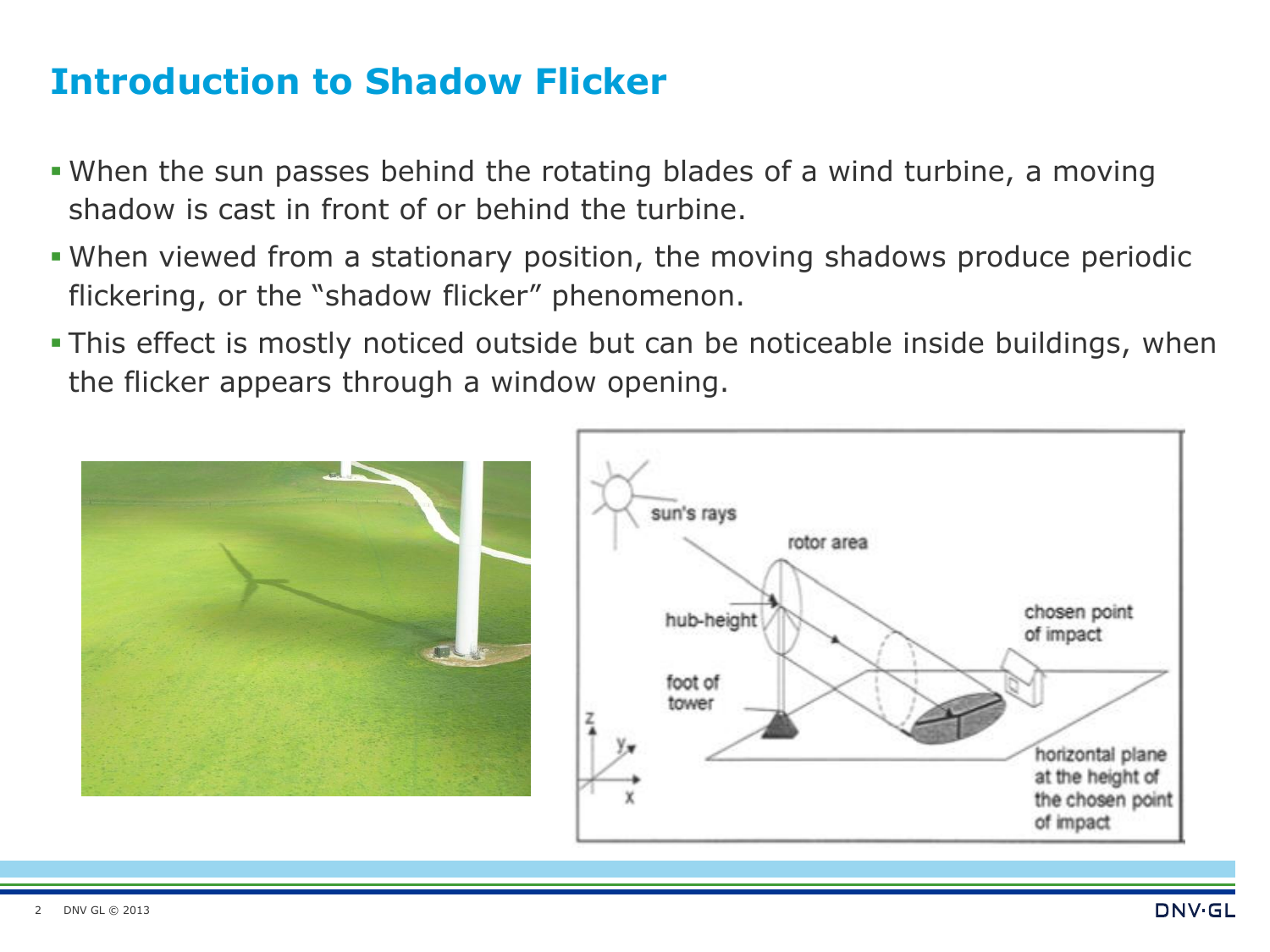# Introduction to Shadow Flicker

- When the sun passes behind the rotating blades of a wind turbine, a moving shadow is cast in front of or behind the turbine.
- When viewed from a stationary position, the moving shadows produce periodic flickering, or the "shadow flicker" phenomenon.
- This effect is mostly noticed outside but can be noticeable inside buildings, when the flicker appears through a window opening.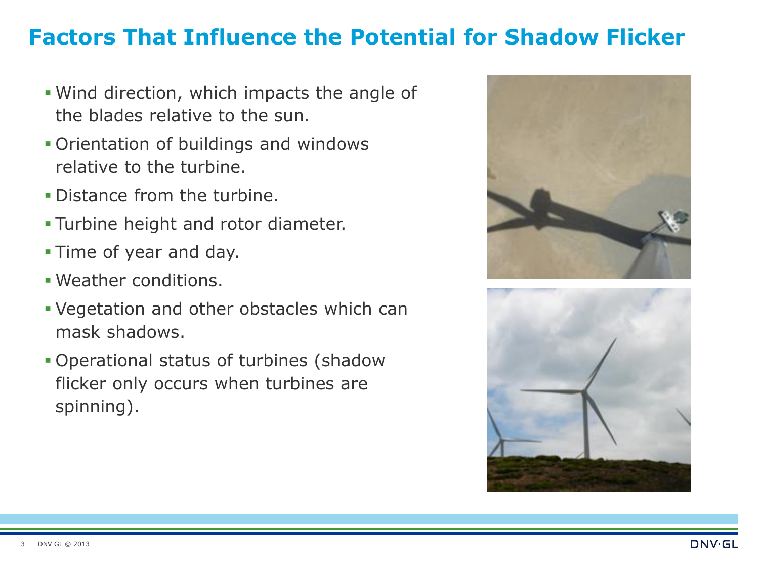# Factors That Influence the Potential for Shadow Flicker

- Wind direction, which impacts the angle of the blades relative to the sun.
- Orientation of buildings and windows relative to the turbine.
- Distance from the turbine.
- Turbine height and rotor diameter.
- Time of year and day.
- Weather conditions.
- Vegetation and other obstacles which can mask shadows.
- Operational status of turbines (shadow flicker only occurs when turbines are spinning).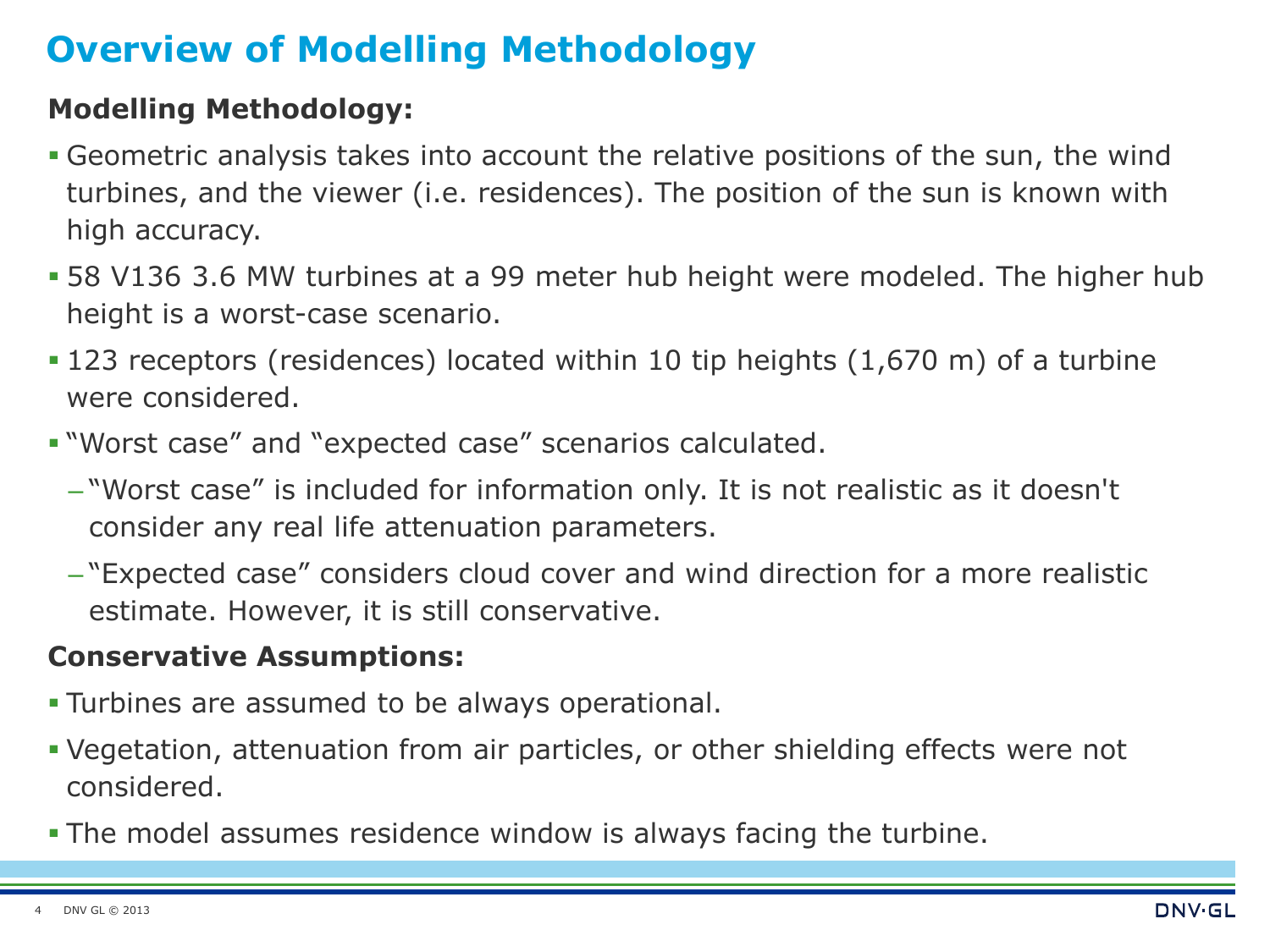# Overview of Modelling Methodology

**Modelling Methodology:**

- Geometric analysis takes into account the relative positions of the sun, the wind turbines, and the viewer (i.e. residences). The position of the sun is known with high accuracy.
- 58 V136 3.6 MW turbines at a 99 meter hub height were modeled. The higher hub height is a worst-case scenario.
- 123 receptors (residences) located within 10 tip heights (1,670 m) of a turbine were considered.
- "Worst case" and "expected case" scenarios calculated.
  - "Worst case" is included for information only. It is not realistic as it doesn't consider any real life attenuation parameters.
  - "Expected case" considers cloud cover and wind direction for a more realistic estimate. However, it is still conservative.

**Conservative Assumptions:**

- Turbines are assumed to be always operational.
- Vegetation, attenuation from air particles, or other shielding effects were not considered.
- The model assumes residence window is always facing the turbine.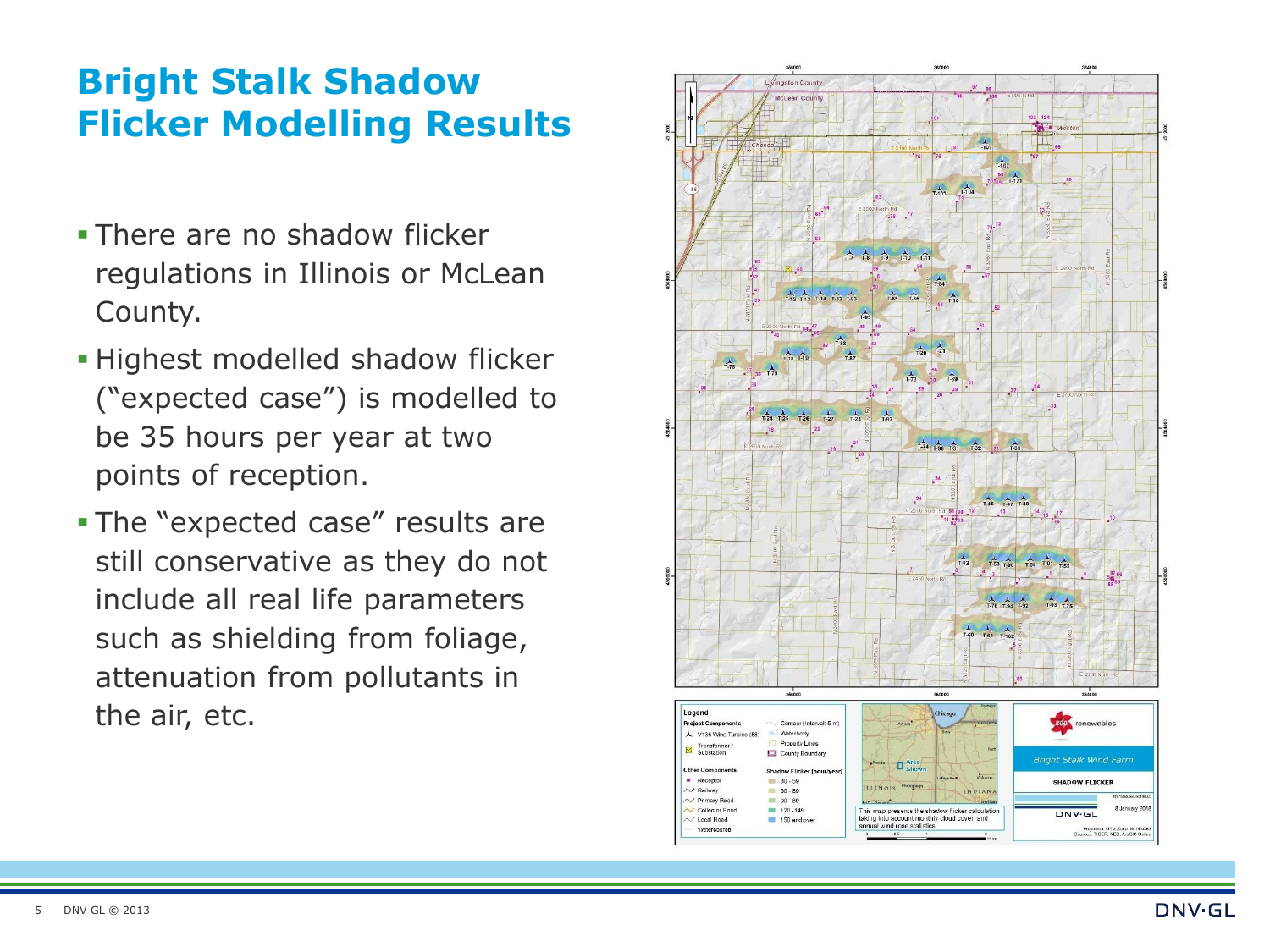# Bright Stalk Shadow Flicker Modelling Results

- There are no shadow flicker regulations in Illinois or McLean County.
- Highest modelled shadow flicker ("expected case") is modelled to be 35 hours per year at two points of reception.
- The "expected case" results are still conservative as they do not include all real life parameters such as shielding from foliage, attenuation from pollutants in the air, etc.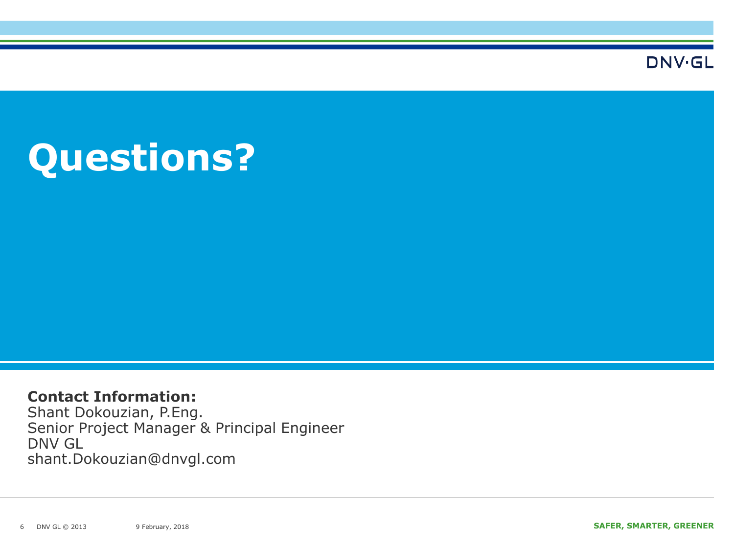# Questions?

**Contact Information:**
Shant Dokouzian, P.Eng.
Senior Project Manager & Principal Engineer
DNV GL
shant.Dokouzian@dnvgl.com